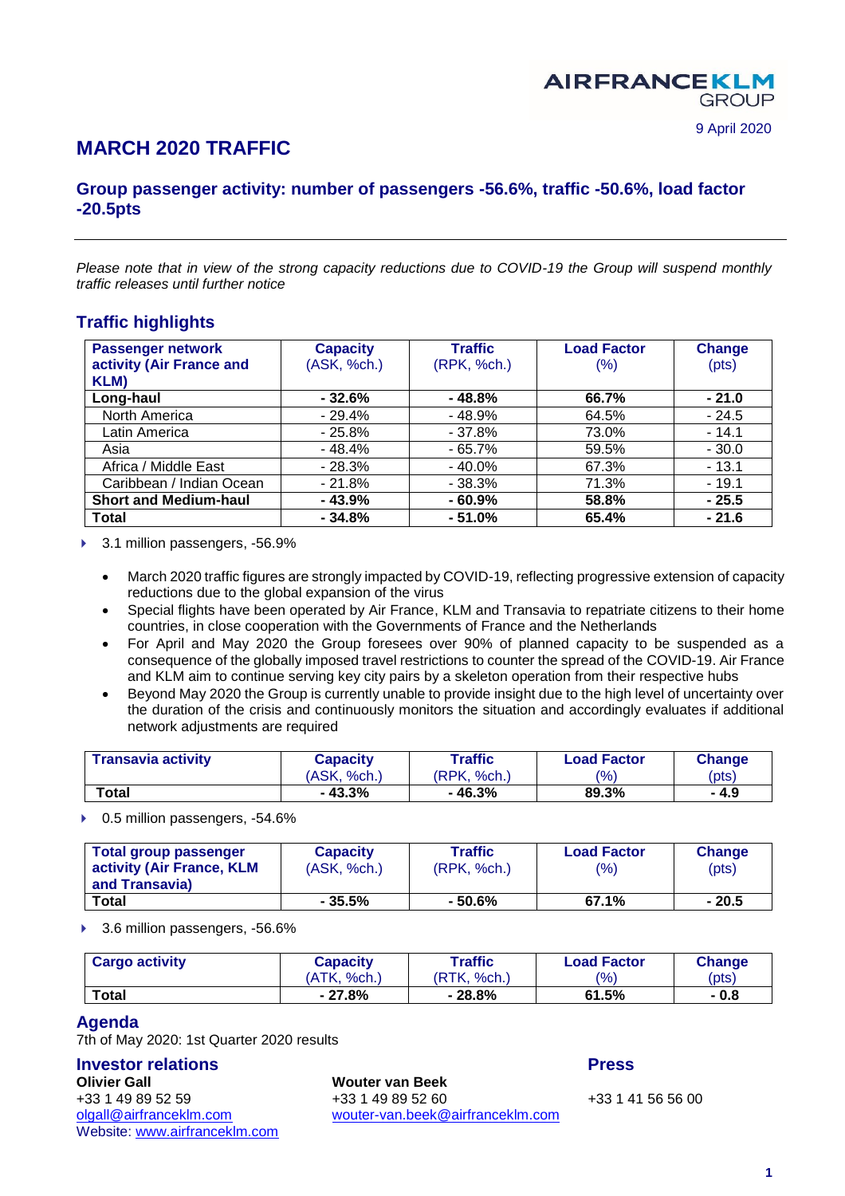AIRFRANCEKLM GROUP

9 April 2020

# MARCH 2020 TRAFFIC

## Group passenger activity: number of passengers -56.6%, traffic -50.6%, load factor -20.5pts

*Please note that in view of the strong capacity reductions due to COVID-19 the Group will suspend monthly traffic releases until further notice*

## Traffic highlights

| Passenger network activity (Air France and KLM) | Capacity (ASK, %ch.) | Traffic (RPK, %ch.) | Load Factor (%) | Change (pts) |
|---|---|---|---|---|
| **Long-haul** | **- 32.6%** | **- 48.8%** | **66.7%** | **- 21.0** |
| North America | - 29.4% | - 48.9% | 64.5% | - 24.5 |
| Latin America | - 25.8% | - 37.8% | 73.0% | - 14.1 |
| Asia | - 48.4% | - 65.7% | 59.5% | - 30.0 |
| Africa / Middle East | - 28.3% | - 40.0% | 67.3% | - 13.1 |
| Caribbean / Indian Ocean | - 21.8% | - 38.3% | 71.3% | - 19.1 |
| **Short and Medium-haul** | **- 43.9%** | **- 60.9%** | **58.8%** | **- 25.5** |
| **Total** | **- 34.8%** | **- 51.0%** | **65.4%** | **- 21.6** |

- 3.1 million passengers, -56.9%

- March 2020 traffic figures are strongly impacted by COVID-19, reflecting progressive extension of capacity reductions due to the global expansion of the virus
- Special flights have been operated by Air France, KLM and Transavia to repatriate citizens to their home countries, in close cooperation with the Governments of France and the Netherlands
- For April and May 2020 the Group foresees over 90% of planned capacity to be suspended as a consequence of the globally imposed travel restrictions to counter the spread of the COVID-19. Air France and KLM aim to continue serving key city pairs by a skeleton operation from their respective hubs
- Beyond May 2020 the Group is currently unable to provide insight due to the high level of uncertainty over the duration of the crisis and continuously monitors the situation and accordingly evaluates if additional network adjustments are required

| Transavia activity | Capacity (ASK, %ch.) | Traffic (RPK, %ch.) | Load Factor (%) | Change (pts) |
|---|---|---|---|---|
| **Total** | **- 43.3%** | **- 46.3%** | **89.3%** | **- 4.9** |

- 0.5 million passengers, -54.6%

| Total group passenger activity (Air France, KLM and Transavia) | Capacity (ASK, %ch.) | Traffic (RPK, %ch.) | Load Factor (%) | Change (pts) |
|---|---|---|---|---|
| **Total** | **- 35.5%** | **- 50.6%** | **67.1%** | **- 20.5** |

- 3.6 million passengers, -56.6%

| Cargo activity | Capacity (ATK, %ch.) | Traffic (RTK, %ch.) | Load Factor (%) | Change (pts) |
|---|---|---|---|---|
| **Total** | **- 27.8%** | **- 28.8%** | **61.5%** | **- 0.8** |

## Agenda

7th of May 2020: 1st Quarter 2020 results

## Investor relations

**Olivier Gall**
+33 1 49 89 52 59
olgall@airfranceklm.com
Website: www.airfranceklm.com

**Wouter van Beek**
+33 1 49 89 52 60
wouter-van.beek@airfranceklm.com

## Press

+33 1 41 56 56 00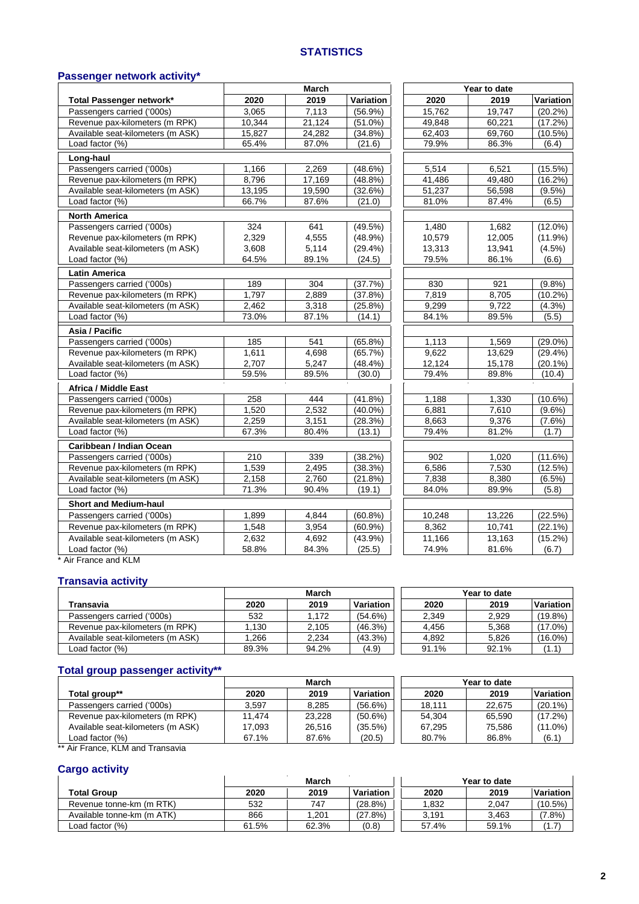# STATISTICS

## Passenger network activity*

| | March | | | Year to date | | |
|---|---|---|---|---|---|---|
| **Total Passenger network*** | **2020** | **2019** | **Variation** | **2020** | **2019** | **Variation** |
| Passengers carried ('000s) | 3,065 | 7,113 | (56.9%) | 15,762 | 19,747 | (20.2%) |
| Revenue pax-kilometers (m RPK) | 10,344 | 21,124 | (51.0%) | 49,848 | 60,221 | (17.2%) |
| Available seat-kilometers (m ASK) | 15,827 | 24,282 | (34.8%) | 62,403 | 69,760 | (10.5%) |
| Load factor (%) | 65.4% | 87.0% | (21.6) | 79.9% | 86.3% | (6.4) |
| **Long-haul** | | | | | | |
| Passengers carried ('000s) | 1,166 | 2,269 | (48.6%) | 5,514 | 6,521 | (15.5%) |
| Revenue pax-kilometers (m RPK) | 8,796 | 17,169 | (48.8%) | 41,486 | 49,480 | (16.2%) |
| Available seat-kilometers (m ASK) | 13,195 | 19,590 | (32.6%) | 51,237 | 56,598 | (9.5%) |
| Load factor (%) | 66.7% | 87.6% | (21.0) | 81.0% | 87.4% | (6.5) |
| **North America** | | | | | | |
| Passengers carried ('000s) | 324 | 641 | (49.5%) | 1,480 | 1,682 | (12.0%) |
| Revenue pax-kilometers (m RPK) | 2,329 | 4,555 | (48.9%) | 10,579 | 12,005 | (11.9%) |
| Available seat-kilometers (m ASK) | 3,608 | 5,114 | (29.4%) | 13,313 | 13,941 | (4.5%) |
| Load factor (%) | 64.5% | 89.1% | (24.5) | 79.5% | 86.1% | (6.6) |
| **Latin America** | | | | | | |
| Passengers carried ('000s) | 189 | 304 | (37.7%) | 830 | 921 | (9.8%) |
| Revenue pax-kilometers (m RPK) | 1,797 | 2,889 | (37.8%) | 7,819 | 8,705 | (10.2%) |
| Available seat-kilometers (m ASK) | 2,462 | 3,318 | (25.8%) | 9,299 | 9,722 | (4.3%) |
| Load factor (%) | 73.0% | 87.1% | (14.1) | 84.1% | 89.5% | (5.5) |
| **Asia / Pacific** | | | | | | |
| Passengers carried ('000s) | 185 | 541 | (65.8%) | 1,113 | 1,569 | (29.0%) |
| Revenue pax-kilometers (m RPK) | 1,611 | 4,698 | (65.7%) | 9,622 | 13,629 | (29.4%) |
| Available seat-kilometers (m ASK) | 2,707 | 5,247 | (48.4%) | 12,124 | 15,178 | (20.1%) |
| Load factor (%) | 59.5% | 89.5% | (30.0) | 79.4% | 89.8% | (10.4) |
| **Africa / Middle East** | | | | | | |
| Passengers carried ('000s) | 258 | 444 | (41.8%) | 1,188 | 1,330 | (10.6%) |
| Revenue pax-kilometers (m RPK) | 1,520 | 2,532 | (40.0%) | 6,881 | 7,610 | (9.6%) |
| Available seat-kilometers (m ASK) | 2,259 | 3,151 | (28.3%) | 8,663 | 9,376 | (7.6%) |
| Load factor (%) | 67.3% | 80.4% | (13.1) | 79.4% | 81.2% | (1.7) |
| **Caribbean / Indian Ocean** | | | | | | |
| Passengers carried ('000s) | 210 | 339 | (38.2%) | 902 | 1,020 | (11.6%) |
| Revenue pax-kilometers (m RPK) | 1,539 | 2,495 | (38.3%) | 6,586 | 7,530 | (12.5%) |
| Available seat-kilometers (m ASK) | 2,158 | 2,760 | (21.8%) | 7,838 | 8,380 | (6.5%) |
| Load factor (%) | 71.3% | 90.4% | (19.1) | 84.0% | 89.9% | (5.8) |
| **Short and Medium-haul** | | | | | | |
| Passengers carried ('000s) | 1,899 | 4,844 | (60.8%) | 10,248 | 13,226 | (22.5%) |
| Revenue pax-kilometers (m RPK) | 1,548 | 3,954 | (60.9%) | 8,362 | 10,741 | (22.1%) |
| Available seat-kilometers (m ASK) | 2,632 | 4,692 | (43.9%) | 11,166 | 13,163 | (15.2%) |
| Load factor (%) | 58.8% | 84.3% | (25.5) | 74.9% | 81.6% | (6.7) |

* Air France and KLM

## Transavia activity

| | March | | | Year to date | | |
|---|---|---|---|---|---|---|
| **Transavia** | **2020** | **2019** | **Variation** | **2020** | **2019** | **Variation** |
| Passengers carried ('000s) | 532 | 1,172 | (54.6%) | 2,349 | 2,929 | (19.8%) |
| Revenue pax-kilometers (m RPK) | 1,130 | 2,105 | (46.3%) | 4,456 | 5,368 | (17.0%) |
| Available seat-kilometers (m ASK) | 1,266 | 2,234 | (43.3%) | 4,892 | 5,826 | (16.0%) |
| Load factor (%) | 89.3% | 94.2% | (4.9) | 91.1% | 92.1% | (1.1) |

## Total group passenger activity**

| | March | | | Year to date | | |
|---|---|---|---|---|---|---|
| **Total group**** | **2020** | **2019** | **Variation** | **2020** | **2019** | **Variation** |
| Passengers carried ('000s) | 3,597 | 8,285 | (56.6%) | 18,111 | 22,675 | (20.1%) |
| Revenue pax-kilometers (m RPK) | 11,474 | 23,228 | (50.6%) | 54,304 | 65,590 | (17.2%) |
| Available seat-kilometers (m ASK) | 17,093 | 26,516 | (35.5%) | 67,295 | 75,586 | (11.0%) |
| Load factor (%) | 67.1% | 87.6% | (20.5) | 80.7% | 86.8% | (6.1) |

** Air France, KLM and Transavia

## Cargo activity

| | March | | | Year to date | | |
|---|---|---|---|---|---|---|
| **Total Group** | **2020** | **2019** | **Variation** | **2020** | **2019** | **Variation** |
| Revenue tonne-km (m RTK) | 532 | 747 | (28.8%) | 1,832 | 2,047 | (10.5%) |
| Available tonne-km (m ATK) | 866 | 1,201 | (27.8%) | 3,191 | 3,463 | (7.8%) |
| Load factor (%) | 61.5% | 62.3% | (0.8) | 57.4% | 59.1% | (1.7) |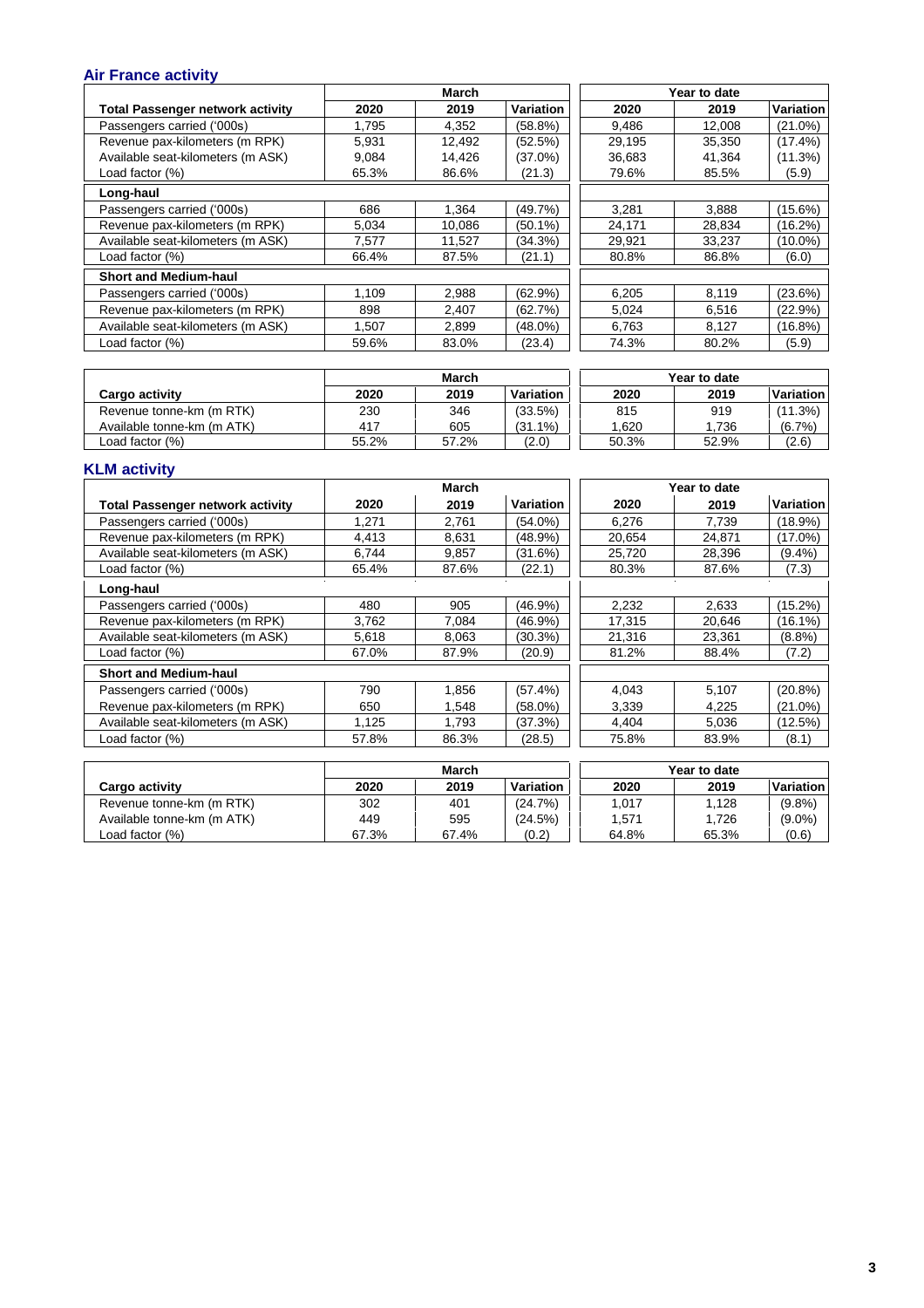## Air France activity

| Total Passenger network activity | March 2020 | March 2019 | March Variation | Year to date 2020 | Year to date 2019 | Year to date Variation |
|---|---|---|---|---|---|---|
| Passengers carried ('000s) | 1,795 | 4,352 | (58.8%) | 9,486 | 12,008 | (21.0%) |
| Revenue pax-kilometers (m RPK) | 5,931 | 12,492 | (52.5%) | 29,195 | 35,350 | (17.4%) |
| Available seat-kilometers (m ASK) | 9,084 | 14,426 | (37.0%) | 36,683 | 41,364 | (11.3%) |
| Load factor (%) | 65.3% | 86.6% | (21.3) | 79.6% | 85.5% | (5.9) |
| **Long-haul** | | | | | | |
| Passengers carried ('000s) | 686 | 1,364 | (49.7%) | 3,281 | 3,888 | (15.6%) |
| Revenue pax-kilometers (m RPK) | 5,034 | 10,086 | (50.1%) | 24,171 | 28,834 | (16.2%) |
| Available seat-kilometers (m ASK) | 7,577 | 11,527 | (34.3%) | 29,921 | 33,237 | (10.0%) |
| Load factor (%) | 66.4% | 87.5% | (21.1) | 80.8% | 86.8% | (6.0) |
| **Short and Medium-haul** | | | | | | |
| Passengers carried ('000s) | 1,109 | 2,988 | (62.9%) | 6,205 | 8,119 | (23.6%) |
| Revenue pax-kilometers (m RPK) | 898 | 2,407 | (62.7%) | 5,024 | 6,516 | (22.9%) |
| Available seat-kilometers (m ASK) | 1,507 | 2,899 | (48.0%) | 6,763 | 8,127 | (16.8%) |
| Load factor (%) | 59.6% | 83.0% | (23.4) | 74.3% | 80.2% | (5.9) |

| Cargo activity | March 2020 | March 2019 | March Variation | Year to date 2020 | Year to date 2019 | Year to date Variation |
|---|---|---|---|---|---|---|
| Revenue tonne-km (m RTK) | 230 | 346 | (33.5%) | 815 | 919 | (11.3%) |
| Available tonne-km (m ATK) | 417 | 605 | (31.1%) | 1,620 | 1,736 | (6.7%) |
| Load factor (%) | 55.2% | 57.2% | (2.0) | 50.3% | 52.9% | (2.6) |

## KLM activity

| Total Passenger network activity | March 2020 | March 2019 | March Variation | Year to date 2020 | Year to date 2019 | Year to date Variation |
|---|---|---|---|---|---|---|
| Passengers carried ('000s) | 1,271 | 2,761 | (54.0%) | 6,276 | 7,739 | (18.9%) |
| Revenue pax-kilometers (m RPK) | 4,413 | 8,631 | (48.9%) | 20,654 | 24,871 | (17.0%) |
| Available seat-kilometers (m ASK) | 6,744 | 9,857 | (31.6%) | 25,720 | 28,396 | (9.4%) |
| Load factor (%) | 65.4% | 87.6% | (22.1) | 80.3% | 87.6% | (7.3) |
| **Long-haul** | | | | | | |
| Passengers carried ('000s) | 480 | 905 | (46.9%) | 2,232 | 2,633 | (15.2%) |
| Revenue pax-kilometers (m RPK) | 3,762 | 7,084 | (46.9%) | 17,315 | 20,646 | (16.1%) |
| Available seat-kilometers (m ASK) | 5,618 | 8,063 | (30.3%) | 21,316 | 23,361 | (8.8%) |
| Load factor (%) | 67.0% | 87.9% | (20.9) | 81.2% | 88.4% | (7.2) |
| **Short and Medium-haul** | | | | | | |
| Passengers carried ('000s) | 790 | 1,856 | (57.4%) | 4,043 | 5,107 | (20.8%) |
| Revenue pax-kilometers (m RPK) | 650 | 1,548 | (58.0%) | 3,339 | 4,225 | (21.0%) |
| Available seat-kilometers (m ASK) | 1,125 | 1,793 | (37.3%) | 4,404 | 5,036 | (12.5%) |
| Load factor (%) | 57.8% | 86.3% | (28.5) | 75.8% | 83.9% | (8.1) |

| Cargo activity | March 2020 | March 2019 | March Variation | Year to date 2020 | Year to date 2019 | Year to date Variation |
|---|---|---|---|---|---|---|
| Revenue tonne-km (m RTK) | 302 | 401 | (24.7%) | 1,017 | 1,128 | (9.8%) |
| Available tonne-km (m ATK) | 449 | 595 | (24.5%) | 1,571 | 1,726 | (9.0%) |
| Load factor (%) | 67.3% | 67.4% | (0.2) | 64.8% | 65.3% | (0.6) |